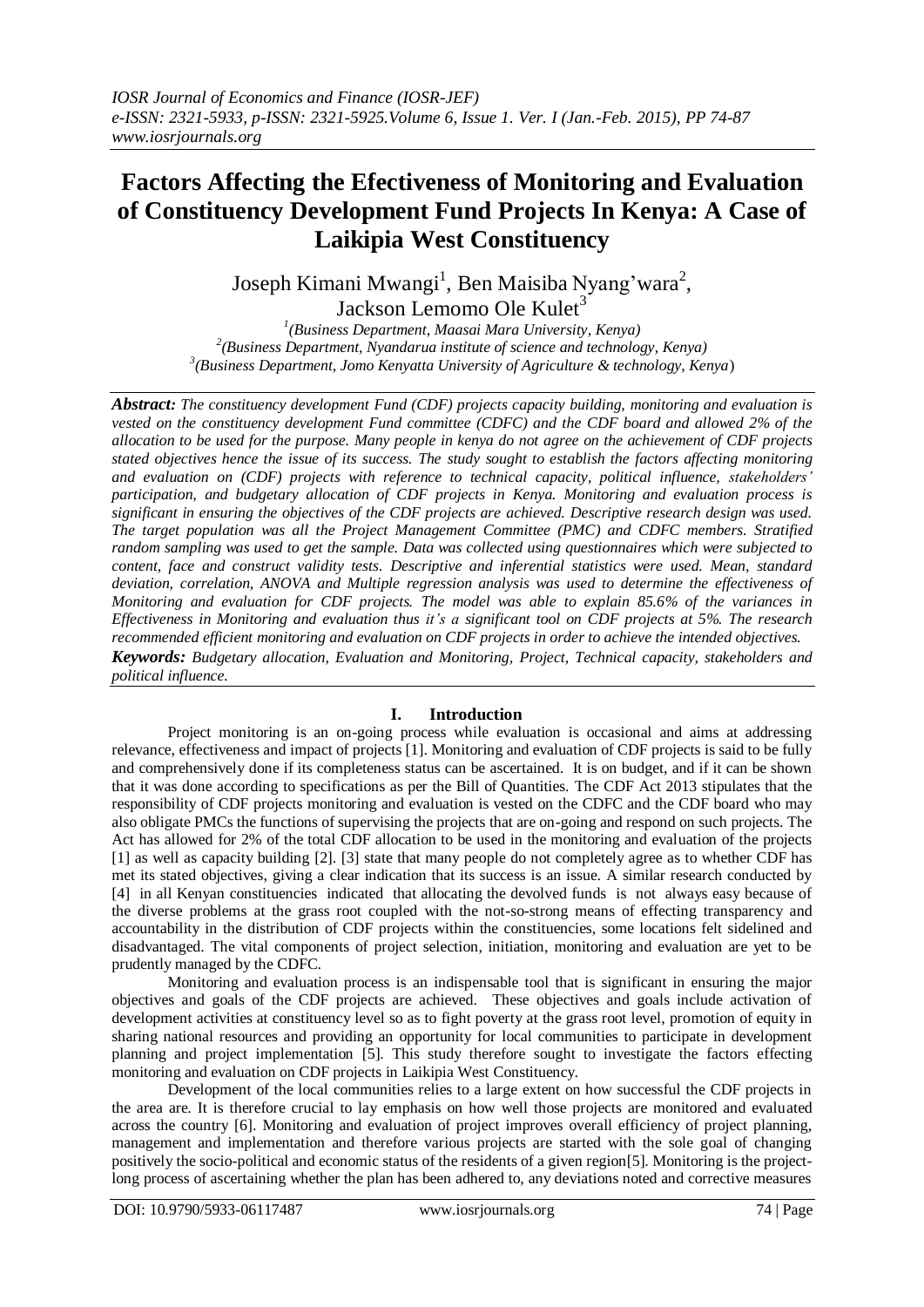# Factors Affecting the Efectiveness of Monitoring and Evaluation of Constituency Development Fund Projects In Kenya: A Case of Laikipia West Constituency

Joseph Kimani Mwangi[1], Ben Maisiba Nyang'wara[2], Jackson Lemomo Ole Kulet[3]

[1](Business Department, Maasai Mara University, Kenya)
[2](Business Department, Nyandarua institute of science and technology, Kenya)
[3](Business Department, Jomo Kenyatta University of Agriculture & technology, Kenya)

***Abstract:*** *The constituency development Fund (CDF) projects capacity building, monitoring and evaluation is vested on the constituency development Fund committee (CDFC) and the CDF board and allowed 2% of the allocation to be used for the purpose. Many people in kenya do not agree on the achievement of CDF projects stated objectives hence the issue of its success. The study sought to establish the factors affecting monitoring and evaluation on (CDF) projects with reference to technical capacity, political influence, stakeholders' participation, and budgetary allocation of CDF projects in Kenya. Monitoring and evaluation process is significant in ensuring the objectives of the CDF projects are achieved. Descriptive research design was used. The target population was all the Project Management Committee (PMC) and CDFC members. Stratified random sampling was used to get the sample. Data was collected using questionnaires which were subjected to content, face and construct validity tests. Descriptive and inferential statistics were used. Mean, standard deviation, correlation, ANOVA and Multiple regression analysis was used to determine the effectiveness of Monitoring and evaluation for CDF projects. The model was able to explain 85.6% of the variances in Effectiveness in Monitoring and evaluation thus it's a significant tool on CDF projects at 5%. The research recommended efficient monitoring and evaluation on CDF projects in order to achieve the intended objectives.*

***Keywords:*** *Budgetary allocation, Evaluation and Monitoring, Project, Technical capacity, stakeholders and political influence.*

## I. Introduction

Project monitoring is an on-going process while evaluation is occasional and aims at addressing relevance, effectiveness and impact of projects [1]. Monitoring and evaluation of CDF projects is said to be fully and comprehensively done if its completeness status can be ascertained. It is on budget, and if it can be shown that it was done according to specifications as per the Bill of Quantities. The CDF Act 2013 stipulates that the responsibility of CDF projects monitoring and evaluation is vested on the CDFC and the CDF board who may also obligate PMCs the functions of supervising the projects that are on-going and respond on such projects. The Act has allowed for 2% of the total CDF allocation to be used in the monitoring and evaluation of the projects [1] as well as capacity building [2]. [3] state that many people do not completely agree as to whether CDF has met its stated objectives, giving a clear indication that its success is an issue. A similar research conducted by [4] in all Kenyan constituencies indicated that allocating the devolved funds is not always easy because of the diverse problems at the grass root coupled with the not-so-strong means of effecting transparency and accountability in the distribution of CDF projects within the constituencies, some locations felt sidelined and disadvantaged. The vital components of project selection, initiation, monitoring and evaluation are yet to be prudently managed by the CDFC.

Monitoring and evaluation process is an indispensable tool that is significant in ensuring the major objectives and goals of the CDF projects are achieved. These objectives and goals include activation of development activities at constituency level so as to fight poverty at the grass root level, promotion of equity in sharing national resources and providing an opportunity for local communities to participate in development planning and project implementation [5]. This study therefore sought to investigate the factors effecting monitoring and evaluation on CDF projects in Laikipia West Constituency.

Development of the local communities relies to a large extent on how successful the CDF projects in the area are. It is therefore crucial to lay emphasis on how well those projects are monitored and evaluated across the country [6]. Monitoring and evaluation of project improves overall efficiency of project planning, management and implementation and therefore various projects are started with the sole goal of changing positively the socio-political and economic status of the residents of a given region[5]. Monitoring is the project-long process of ascertaining whether the plan has been adhered to, any deviations noted and corrective measures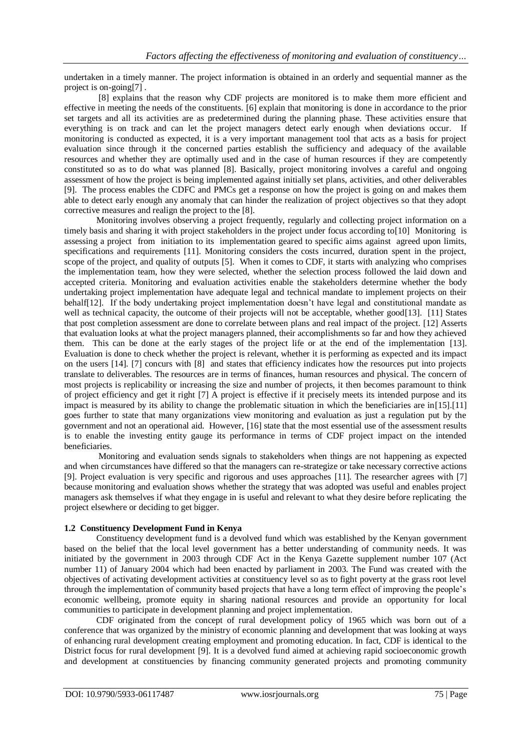undertaken in a timely manner. The project information is obtained in an orderly and sequential manner as the project is on-going[7] .

[8] explains that the reason why CDF projects are monitored is to make them more efficient and effective in meeting the needs of the constituents. [6] explain that monitoring is done in accordance to the prior set targets and all its activities are as predetermined during the planning phase. These activities ensure that everything is on track and can let the project managers detect early enough when deviations occur. If monitoring is conducted as expected, it is a very important management tool that acts as a basis for project evaluation since through it the concerned parties establish the sufficiency and adequacy of the available resources and whether they are optimally used and in the case of human resources if they are competently constituted so as to do what was planned [8]. Basically, project monitoring involves a careful and ongoing assessment of how the project is being implemented against initially set plans, activities, and other deliverables [9]. The process enables the CDFC and PMCs get a response on how the project is going on and makes them able to detect early enough any anomaly that can hinder the realization of project objectives so that they adopt corrective measures and realign the project to the [8].

Monitoring involves observing a project frequently, regularly and collecting project information on a timely basis and sharing it with project stakeholders in the project under focus according to[10] Monitoring is assessing a project from initiation to its implementation geared to specific aims against agreed upon limits, specifications and requirements [11]. Monitoring considers the costs incurred, duration spent in the project, scope of the project, and quality of outputs [5]. When it comes to CDF, it starts with analyzing who comprises the implementation team, how they were selected, whether the selection process followed the laid down and accepted criteria. Monitoring and evaluation activities enable the stakeholders determine whether the body undertaking project implementation have adequate legal and technical mandate to implement projects on their behalf[12]. If the body undertaking project implementation doesn't have legal and constitutional mandate as well as technical capacity, the outcome of their projects will not be acceptable, whether good[13]. [11] States that post completion assessment are done to correlate between plans and real impact of the project. [12] Asserts that evaluation looks at what the project managers planned, their accomplishments so far and how they achieved them. This can be done at the early stages of the project life or at the end of the implementation [13]. Evaluation is done to check whether the project is relevant, whether it is performing as expected and its impact on the users [14]. [7] concurs with [8] and states that efficiency indicates how the resources put into projects translate to deliverables. The resources are in terms of finances, human resources and physical. The concern of most projects is replicability or increasing the size and number of projects, it then becomes paramount to think of project efficiency and get it right [7] A project is effective if it precisely meets its intended purpose and its impact is measured by its ability to change the problematic situation in which the beneficiaries are in[15].[11] goes further to state that many organizations view monitoring and evaluation as just a regulation put by the government and not an operational aid. However, [16] state that the most essential use of the assessment results is to enable the investing entity gauge its performance in terms of CDF project impact on the intended beneficiaries.

Monitoring and evaluation sends signals to stakeholders when things are not happening as expected and when circumstances have differed so that the managers can re-strategize or take necessary corrective actions [9]. Project evaluation is very specific and rigorous and uses approaches [11]. The researcher agrees with [7] because monitoring and evaluation shows whether the strategy that was adopted was useful and enables project managers ask themselves if what they engage in is useful and relevant to what they desire before replicating the project elsewhere or deciding to get bigger.

### 1.2 Constituency Development Fund in Kenya

Constituency development fund is a devolved fund which was established by the Kenyan government based on the belief that the local level government has a better understanding of community needs. It was initiated by the government in 2003 through CDF Act in the Kenya Gazette supplement number 107 (Act number 11) of January 2004 which had been enacted by parliament in 2003. The Fund was created with the objectives of activating development activities at constituency level so as to fight poverty at the grass root level through the implementation of community based projects that have a long term effect of improving the people's economic wellbeing, promote equity in sharing national resources and provide an opportunity for local communities to participate in development planning and project implementation.

CDF originated from the concept of rural development policy of 1965 which was born out of a conference that was organized by the ministry of economic planning and development that was looking at ways of enhancing rural development creating employment and promoting education. In fact, CDF is identical to the District focus for rural development [9]. It is a devolved fund aimed at achieving rapid socioeconomic growth and development at constituencies by financing community generated projects and promoting community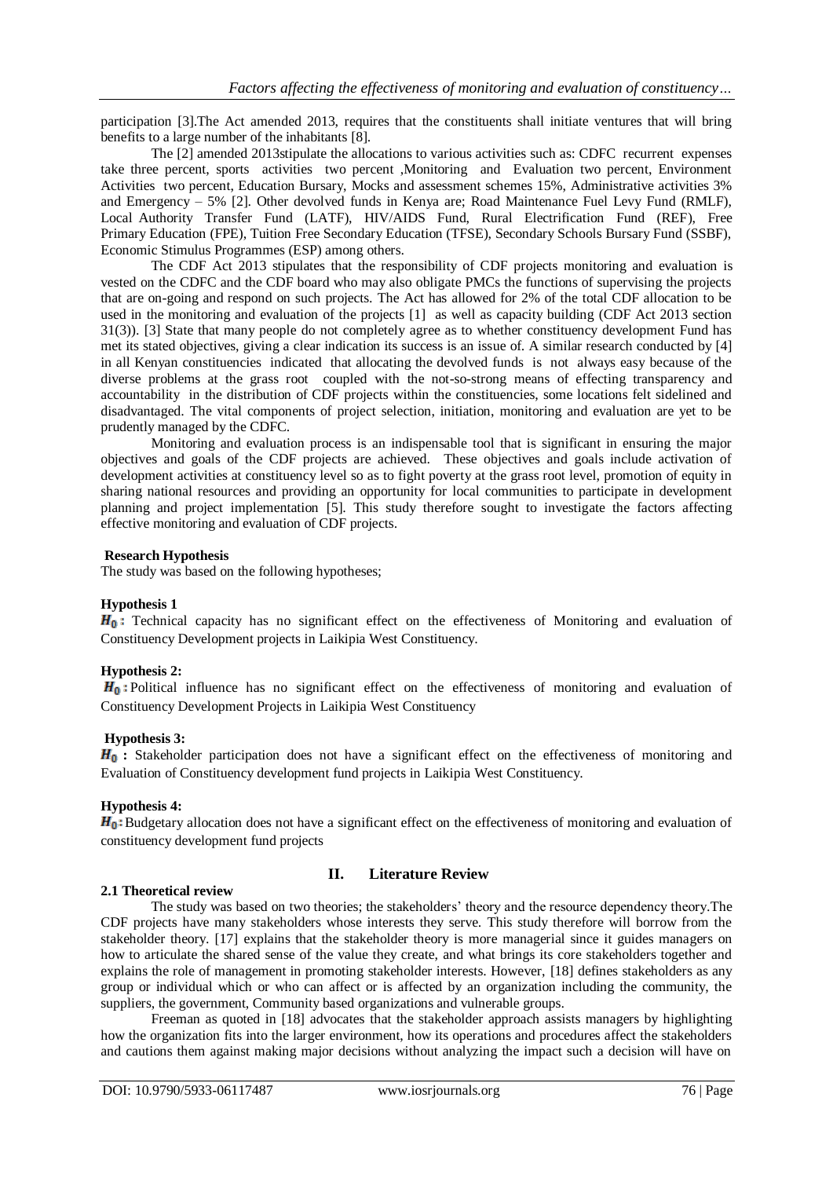participation [3].The Act amended 2013, requires that the constituents shall initiate ventures that will bring benefits to a large number of the inhabitants [8].

The [2] amended 2013stipulate the allocations to various activities such as: CDFC recurrent expenses take three percent, sports activities two percent ,Monitoring and Evaluation two percent, Environment Activities two percent, Education Bursary, Mocks and assessment schemes 15%, Administrative activities 3% and Emergency – 5% [2]. Other devolved funds in Kenya are; Road Maintenance Fuel Levy Fund (RMLF), Local Authority Transfer Fund (LATF), HIV/AIDS Fund, Rural Electrification Fund (REF), Free Primary Education (FPE), Tuition Free Secondary Education (TFSE), Secondary Schools Bursary Fund (SSBF), Economic Stimulus Programmes (ESP) among others.

The CDF Act 2013 stipulates that the responsibility of CDF projects monitoring and evaluation is vested on the CDFC and the CDF board who may also obligate PMCs the functions of supervising the projects that are on-going and respond on such projects. The Act has allowed for 2% of the total CDF allocation to be used in the monitoring and evaluation of the projects [1] as well as capacity building (CDF Act 2013 section 31(3)). [3] State that many people do not completely agree as to whether constituency development Fund has met its stated objectives, giving a clear indication its success is an issue of. A similar research conducted by [4] in all Kenyan constituencies indicated that allocating the devolved funds is not always easy because of the diverse problems at the grass root coupled with the not-so-strong means of effecting transparency and accountability in the distribution of CDF projects within the constituencies, some locations felt sidelined and disadvantaged. The vital components of project selection, initiation, monitoring and evaluation are yet to be prudently managed by the CDFC.

Monitoring and evaluation process is an indispensable tool that is significant in ensuring the major objectives and goals of the CDF projects are achieved. These objectives and goals include activation of development activities at constituency level so as to fight poverty at the grass root level, promotion of equity in sharing national resources and providing an opportunity for local communities to participate in development planning and project implementation [5]. This study therefore sought to investigate the factors affecting effective monitoring and evaluation of CDF projects.

**Research Hypothesis**

The study was based on the following hypotheses;

**Hypothesis 1**

$H_0$ **:** Technical capacity has no significant effect on the effectiveness of Monitoring and evaluation of Constituency Development projects in Laikipia West Constituency.

**Hypothesis 2:**

$H_0$ **:** Political influence has no significant effect on the effectiveness of monitoring and evaluation of Constituency Development Projects in Laikipia West Constituency

**Hypothesis 3:**

$H_0$ **:** Stakeholder participation does not have a significant effect on the effectiveness of monitoring and Evaluation of Constituency development fund projects in Laikipia West Constituency.

**Hypothesis 4:**

$H_0$ **:** Budgetary allocation does not have a significant effect on the effectiveness of monitoring and evaluation of constituency development fund projects

## II. Literature Review

### 2.1 Theoretical review

The study was based on two theories; the stakeholders' theory and the resource dependency theory.The CDF projects have many stakeholders whose interests they serve. This study therefore will borrow from the stakeholder theory. [17] explains that the stakeholder theory is more managerial since it guides managers on how to articulate the shared sense of the value they create, and what brings its core stakeholders together and explains the role of management in promoting stakeholder interests. However, [18] defines stakeholders as any group or individual which or who can affect or is affected by an organization including the community, the suppliers, the government, Community based organizations and vulnerable groups.

Freeman as quoted in [18] advocates that the stakeholder approach assists managers by highlighting how the organization fits into the larger environment, how its operations and procedures affect the stakeholders and cautions them against making major decisions without analyzing the impact such a decision will have on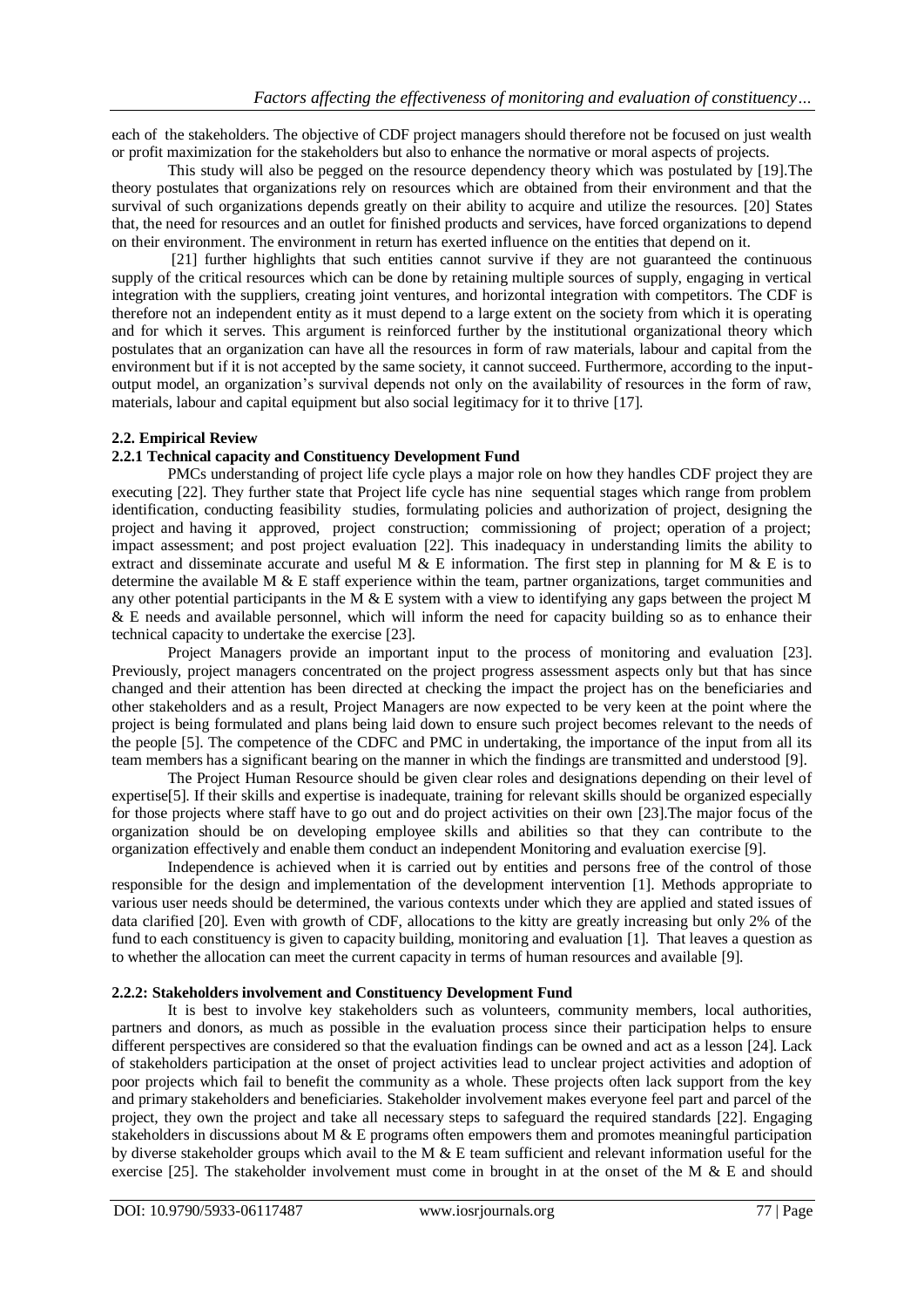each of the stakeholders. The objective of CDF project managers should therefore not be focused on just wealth or profit maximization for the stakeholders but also to enhance the normative or moral aspects of projects.

This study will also be pegged on the resource dependency theory which was postulated by [19].The theory postulates that organizations rely on resources which are obtained from their environment and that the survival of such organizations depends greatly on their ability to acquire and utilize the resources. [20] States that, the need for resources and an outlet for finished products and services, have forced organizations to depend on their environment. The environment in return has exerted influence on the entities that depend on it.

[21] further highlights that such entities cannot survive if they are not guaranteed the continuous supply of the critical resources which can be done by retaining multiple sources of supply, engaging in vertical integration with the suppliers, creating joint ventures, and horizontal integration with competitors. The CDF is therefore not an independent entity as it must depend to a large extent on the society from which it is operating and for which it serves. This argument is reinforced further by the institutional organizational theory which postulates that an organization can have all the resources in form of raw materials, labour and capital from the environment but if it is not accepted by the same society, it cannot succeed. Furthermore, according to the input-output model, an organization's survival depends not only on the availability of resources in the form of raw, materials, labour and capital equipment but also social legitimacy for it to thrive [17].

### 2.2. Empirical Review

#### 2.2.1 Technical capacity and Constituency Development Fund

PMCs understanding of project life cycle plays a major role on how they handles CDF project they are executing [22]. They further state that Project life cycle has nine sequential stages which range from problem identification, conducting feasibility studies, formulating policies and authorization of project, designing the project and having it approved, project construction; commissioning of project; operation of a project; impact assessment; and post project evaluation [22]. This inadequacy in understanding limits the ability to extract and disseminate accurate and useful M & E information. The first step in planning for M & E is to determine the available M & E staff experience within the team, partner organizations, target communities and any other potential participants in the M & E system with a view to identifying any gaps between the project M & E needs and available personnel, which will inform the need for capacity building so as to enhance their technical capacity to undertake the exercise [23].

Project Managers provide an important input to the process of monitoring and evaluation [23]. Previously, project managers concentrated on the project progress assessment aspects only but that has since changed and their attention has been directed at checking the impact the project has on the beneficiaries and other stakeholders and as a result, Project Managers are now expected to be very keen at the point where the project is being formulated and plans being laid down to ensure such project becomes relevant to the needs of the people [5]. The competence of the CDFC and PMC in undertaking, the importance of the input from all its team members has a significant bearing on the manner in which the findings are transmitted and understood [9].

The Project Human Resource should be given clear roles and designations depending on their level of expertise[5]. If their skills and expertise is inadequate, training for relevant skills should be organized especially for those projects where staff have to go out and do project activities on their own [23].The major focus of the organization should be on developing employee skills and abilities so that they can contribute to the organization effectively and enable them conduct an independent Monitoring and evaluation exercise [9].

Independence is achieved when it is carried out by entities and persons free of the control of those responsible for the design and implementation of the development intervention [1]. Methods appropriate to various user needs should be determined, the various contexts under which they are applied and stated issues of data clarified [20]. Even with growth of CDF, allocations to the kitty are greatly increasing but only 2% of the fund to each constituency is given to capacity building, monitoring and evaluation [1]. That leaves a question as to whether the allocation can meet the current capacity in terms of human resources and available [9].

#### 2.2.2: Stakeholders involvement and Constituency Development Fund

It is best to involve key stakeholders such as volunteers, community members, local authorities, partners and donors, as much as possible in the evaluation process since their participation helps to ensure different perspectives are considered so that the evaluation findings can be owned and act as a lesson [24]. Lack of stakeholders participation at the onset of project activities lead to unclear project activities and adoption of poor projects which fail to benefit the community as a whole. These projects often lack support from the key and primary stakeholders and beneficiaries. Stakeholder involvement makes everyone feel part and parcel of the project, they own the project and take all necessary steps to safeguard the required standards [22]. Engaging stakeholders in discussions about M & E programs often empowers them and promotes meaningful participation by diverse stakeholder groups which avail to the M & E team sufficient and relevant information useful for the exercise [25]. The stakeholder involvement must come in brought in at the onset of the M & E and should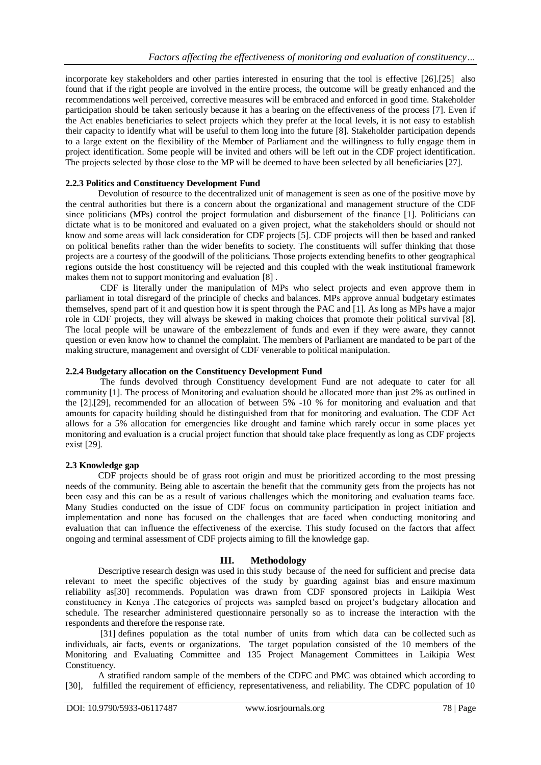incorporate key stakeholders and other parties interested in ensuring that the tool is effective [26].[25] also found that if the right people are involved in the entire process, the outcome will be greatly enhanced and the recommendations well perceived, corrective measures will be embraced and enforced in good time. Stakeholder participation should be taken seriously because it has a bearing on the effectiveness of the process [7]. Even if the Act enables beneficiaries to select projects which they prefer at the local levels, it is not easy to establish their capacity to identify what will be useful to them long into the future [8]. Stakeholder participation depends to a large extent on the flexibility of the Member of Parliament and the willingness to fully engage them in project identification. Some people will be invited and others will be left out in the CDF project identification. The projects selected by those close to the MP will be deemed to have been selected by all beneficiaries [27].

### 2.2.3 Politics and Constituency Development Fund

Devolution of resource to the decentralized unit of management is seen as one of the positive move by the central authorities but there is a concern about the organizational and management structure of the CDF since politicians (MPs) control the project formulation and disbursement of the finance [1]. Politicians can dictate what is to be monitored and evaluated on a given project, what the stakeholders should or should not know and some areas will lack consideration for CDF projects [5]. CDF projects will then be based and ranked on political benefits rather than the wider benefits to society. The constituents will suffer thinking that those projects are a courtesy of the goodwill of the politicians. Those projects extending benefits to other geographical regions outside the host constituency will be rejected and this coupled with the weak institutional framework makes them not to support monitoring and evaluation [8] .

CDF is literally under the manipulation of MPs who select projects and even approve them in parliament in total disregard of the principle of checks and balances. MPs approve annual budgetary estimates themselves, spend part of it and question how it is spent through the PAC and [1]. As long as MPs have a major role in CDF projects, they will always be skewed in making choices that promote their political survival [8]. The local people will be unaware of the embezzlement of funds and even if they were aware, they cannot question or even know how to channel the complaint. The members of Parliament are mandated to be part of the making structure, management and oversight of CDF venerable to political manipulation.

### 2.2.4 Budgetary allocation on the Constituency Development Fund

The funds devolved through Constituency development Fund are not adequate to cater for all community [1]. The process of Monitoring and evaluation should be allocated more than just 2% as outlined in the [2].[29], recommended for an allocation of between 5% -10 % for monitoring and evaluation and that amounts for capacity building should be distinguished from that for monitoring and evaluation. The CDF Act allows for a 5% allocation for emergencies like drought and famine which rarely occur in some places yet monitoring and evaluation is a crucial project function that should take place frequently as long as CDF projects exist [29].

## 2.3 Knowledge gap

CDF projects should be of grass root origin and must be prioritized according to the most pressing needs of the community. Being able to ascertain the benefit that the community gets from the projects has not been easy and this can be as a result of various challenges which the monitoring and evaluation teams face. Many Studies conducted on the issue of CDF focus on community participation in project initiation and implementation and none has focused on the challenges that are faced when conducting monitoring and evaluation that can influence the effectiveness of the exercise. This study focused on the factors that affect ongoing and terminal assessment of CDF projects aiming to fill the knowledge gap.

# III. Methodology

Descriptive research design was used in this study because of the need for sufficient and precise data relevant to meet the specific objectives of the study by guarding against bias and ensure maximum reliability as[30] recommends. Population was drawn from CDF sponsored projects in Laikipia West constituency in Kenya .The categories of projects was sampled based on project's budgetary allocation and schedule. The researcher administered questionnaire personally so as to increase the interaction with the respondents and therefore the response rate.

[31] defines population as the total number of units from which data can be collected such as individuals, air facts, events or organizations. The target population consisted of the 10 members of the Monitoring and Evaluating Committee and 135 Project Management Committees in Laikipia West Constituency.

A stratified random sample of the members of the CDFC and PMC was obtained which according to [30], fulfilled the requirement of efficiency, representativeness, and reliability. The CDFC population of 10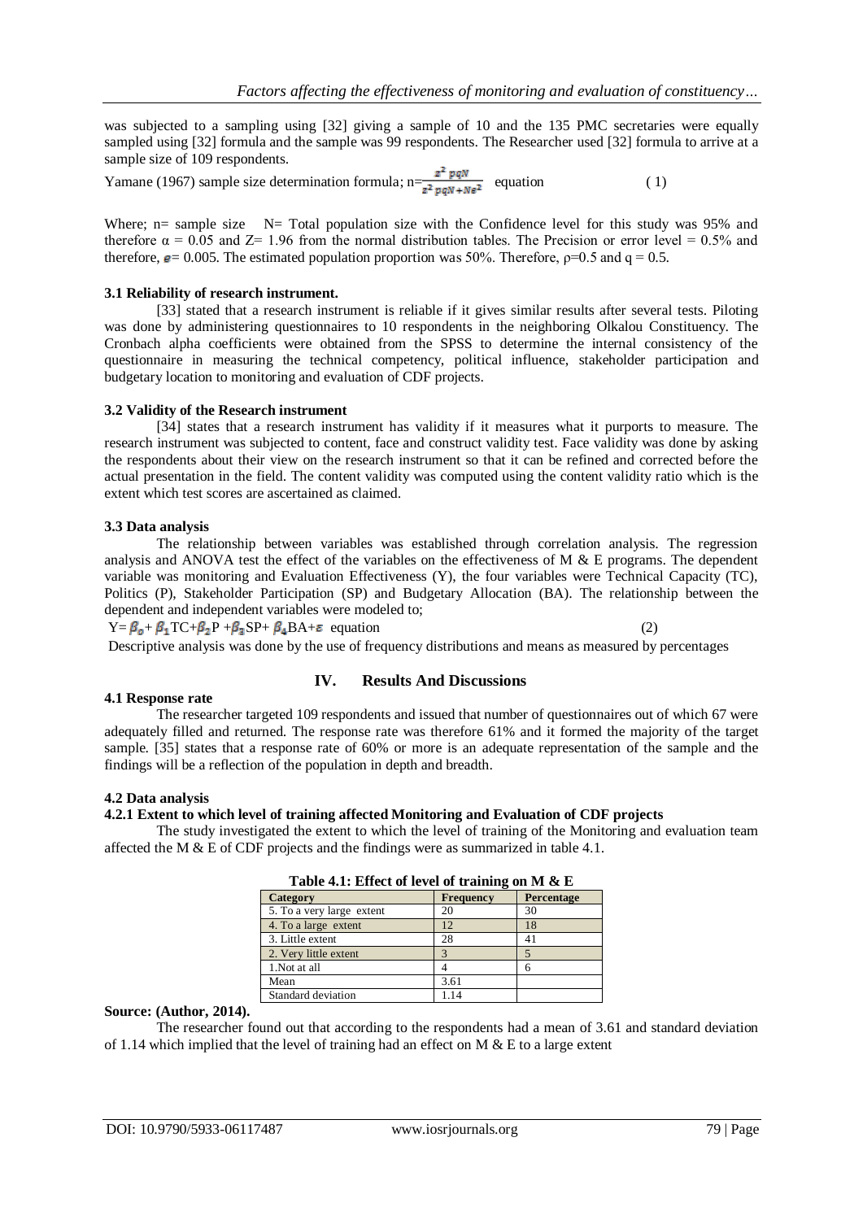was subjected to a sampling using [32] giving a sample of 10 and the 135 PMC secretaries were equally sampled using [32] formula and the sample was 99 respondents. The Researcher used [32] formula to arrive at a sample size of 109 respondents.

Yamane (1967) sample size determination formula; $n=\frac{z^2\,pqN}{z^2\,pqN+Ne^2}$ equation (1)

Where; n= sample size N= Total population size with the Confidence level for this study was 95% and therefore $\alpha = 0.05$ and Z= 1.96 from the normal distribution tables. The Precision or error level = 0.5% and therefore, $e$= 0.005. The estimated population proportion was 50%. Therefore, ρ=0.5 and q = 0.5.

### 3.1 Reliability of research instrument.

[33] stated that a research instrument is reliable if it gives similar results after several tests. Piloting was done by administering questionnaires to 10 respondents in the neighboring Olkalou Constituency. The Cronbach alpha coefficients were obtained from the SPSS to determine the internal consistency of the questionnaire in measuring the technical competency, political influence, stakeholder participation and budgetary location to monitoring and evaluation of CDF projects.

### 3.2 Validity of the Research instrument

[34] states that a research instrument has validity if it measures what it purports to measure. The research instrument was subjected to content, face and construct validity test. Face validity was done by asking the respondents about their view on the research instrument so that it can be refined and corrected before the actual presentation in the field. The content validity was computed using the content validity ratio which is the extent which test scores are ascertained as claimed.

### 3.3 Data analysis

The relationship between variables was established through correlation analysis. The regression analysis and ANOVA test the effect of the variables on the effectiveness of M & E programs. The dependent variable was monitoring and Evaluation Effectiveness (Y), the four variables were Technical Capacity (TC), Politics (P), Stakeholder Participation (SP) and Budgetary Allocation (BA). The relationship between the dependent and independent variables were modeled to;

$Y=\beta_0+\beta_1 TC+\beta_2 P+\beta_3 SP+\beta_4 BA+\varepsilon$ equation (2)

Descriptive analysis was done by the use of frequency distributions and means as measured by percentages

## IV. Results And Discussions

### 4.1 Response rate

The researcher targeted 109 respondents and issued that number of questionnaires out of which 67 were adequately filled and returned. The response rate was therefore 61% and it formed the majority of the target sample. [35] states that a response rate of 60% or more is an adequate representation of the sample and the findings will be a reflection of the population in depth and breadth.

### 4.2 Data analysis

#### 4.2.1 Extent to which level of training affected Monitoring and Evaluation of CDF projects

The study investigated the extent to which the level of training of the Monitoring and evaluation team affected the M & E of CDF projects and the findings were as summarized in table 4.1.

**Table 4.1: Effect of level of training on M & E**

| Category | Frequency | Percentage |
|---|---|---|
| 5. To a very large extent | 20 | 30 |
| 4. To a large extent | 12 | 18 |
| 3. Little extent | 28 | 41 |
| 2. Very little extent | 3 | 5 |
| 1.Not at all | 4 | 6 |
| Mean | 3.61 | |
| Standard deviation | 1.14 | |

**Source: (Author, 2014).**

The researcher found out that according to the respondents had a mean of 3.61 and standard deviation of 1.14 which implied that the level of training had an effect on M & E to a large extent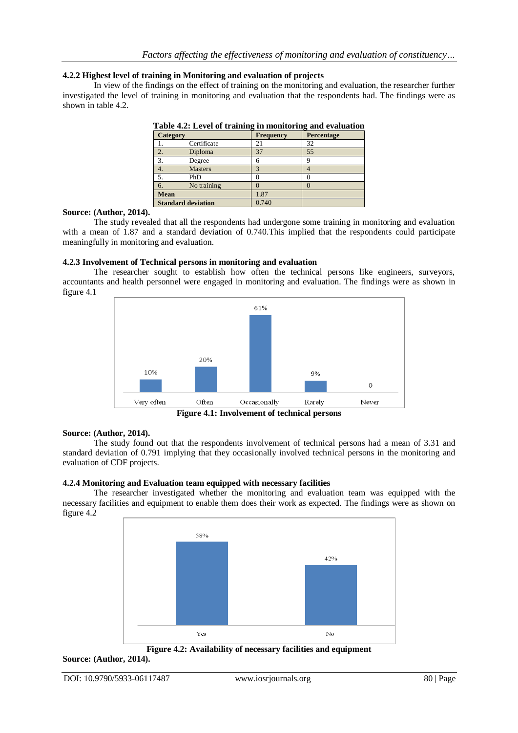### 4.2.2 Highest level of training in Monitoring and evaluation of projects

In view of the findings on the effect of training on the monitoring and evaluation, the researcher further investigated the level of training in monitoring and evaluation that the respondents had. The findings were as shown in table 4.2.

**Table 4.2: Level of training in monitoring and evaluation**

| Category | | Frequency | Percentage |
|---|---|---|---|
| 1. | Certificate | 21 | 32 |
| 2. | Diploma | 37 | 55 |
| 3. | Degree | 6 | 9 |
| 4. | Masters | 3 | 4 |
| 5. | PhD | 0 | 0 |
| 6. | No training | 0 | 0 |
| **Mean** | | 1.87 | |
| **Standard deviation** | | 0.740 | |

**Source: (Author, 2014).**

The study revealed that all the respondents had undergone some training in monitoring and evaluation with a mean of 1.87 and a standard deviation of 0.740.This implied that the respondents could participate meaningfully in monitoring and evaluation.

### 4.2.3 Involvement of Technical persons in monitoring and evaluation

The researcher sought to establish how often the technical persons like engineers, surveyors, accountants and health personnel were engaged in monitoring and evaluation. The findings were as shown in figure 4.1

| Very often | Often | Occasionally | Rarely | Never |
|---|---|---|---|---|
| 10% | 20% | 61% | 9% | 0 |

**Figure 4.1: Involvement of technical persons**

**Source: (Author, 2014).**

The study found out that the respondents involvement of technical persons had a mean of 3.31 and standard deviation of 0.791 implying that they occasionally involved technical persons in the monitoring and evaluation of CDF projects.

### 4.2.4 Monitoring and Evaluation team equipped with necessary facilities

The researcher investigated whether the monitoring and evaluation team was equipped with the necessary facilities and equipment to enable them does their work as expected. The findings were as shown on figure 4.2

| Yes | No |
|---|---|
| 58% | 42% |

**Figure 4.2: Availability of necessary facilities and equipment**

**Source: (Author, 2014).**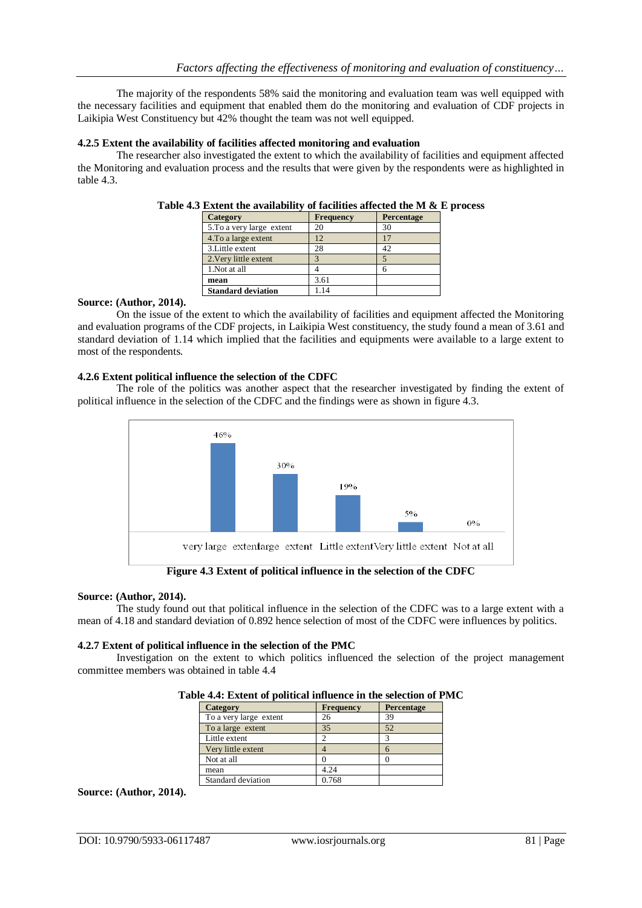The majority of the respondents 58% said the monitoring and evaluation team was well equipped with the necessary facilities and equipment that enabled them do the monitoring and evaluation of CDF projects in Laikipia West Constituency but 42% thought the team was not well equipped.

### 4.2.5 Extent the availability of facilities affected monitoring and evaluation

The researcher also investigated the extent to which the availability of facilities and equipment affected the Monitoring and evaluation process and the results that were given by the respondents were as highlighted in table 4.3.

**Table 4.3 Extent the availability of facilities affected the M & E process**

| Category | Frequency | Percentage |
|---|---|---|
| 5.To a very large extent | 20 | 30 |
| 4.To a large extent | 12 | 17 |
| 3.Little extent | 28 | 42 |
| 2.Very little extent | 3 | 5 |
| 1.Not at all | 4 | 6 |
| **mean** | 3.61 | |
| **Standard deviation** | 1.14 | |

**Source: (Author, 2014).**

On the issue of the extent to which the availability of facilities and equipment affected the Monitoring and evaluation programs of the CDF projects, in Laikipia West constituency, the study found a mean of 3.61 and standard deviation of 1.14 which implied that the facilities and equipments were available to a large extent to most of the respondents.

### 4.2.6 Extent political influence the selection of the CDFC

The role of the politics was another aspect that the researcher investigated by finding the extent of political influence in the selection of the CDFC and the findings were as shown in figure 4.3.

| very large extent | large extent | Little extent | Very little extent | Not at all |
|---|---|---|---|---|
| 46% | 30% | 19% | 5% | 0% |

**Figure 4.3 Extent of political influence in the selection of the CDFC**

**Source: (Author, 2014).**

The study found out that political influence in the selection of the CDFC was to a large extent with a mean of 4.18 and standard deviation of 0.892 hence selection of most of the CDFC were influences by politics.

### 4.2.7 Extent of political influence in the selection of the PMC

Investigation on the extent to which politics influenced the selection of the project management committee members was obtained in table 4.4

**Table 4.4: Extent of political influence in the selection of PMC**

| Category | Frequency | Percentage |
|---|---|---|
| To a very large extent | 26 | 39 |
| To a large extent | 35 | 52 |
| Little extent | 2 | 3 |
| Very little extent | 4 | 6 |
| Not at all | 0 | 0 |
| mean | 4.24 | |
| Standard deviation | 0.768 | |

**Source: (Author, 2014).**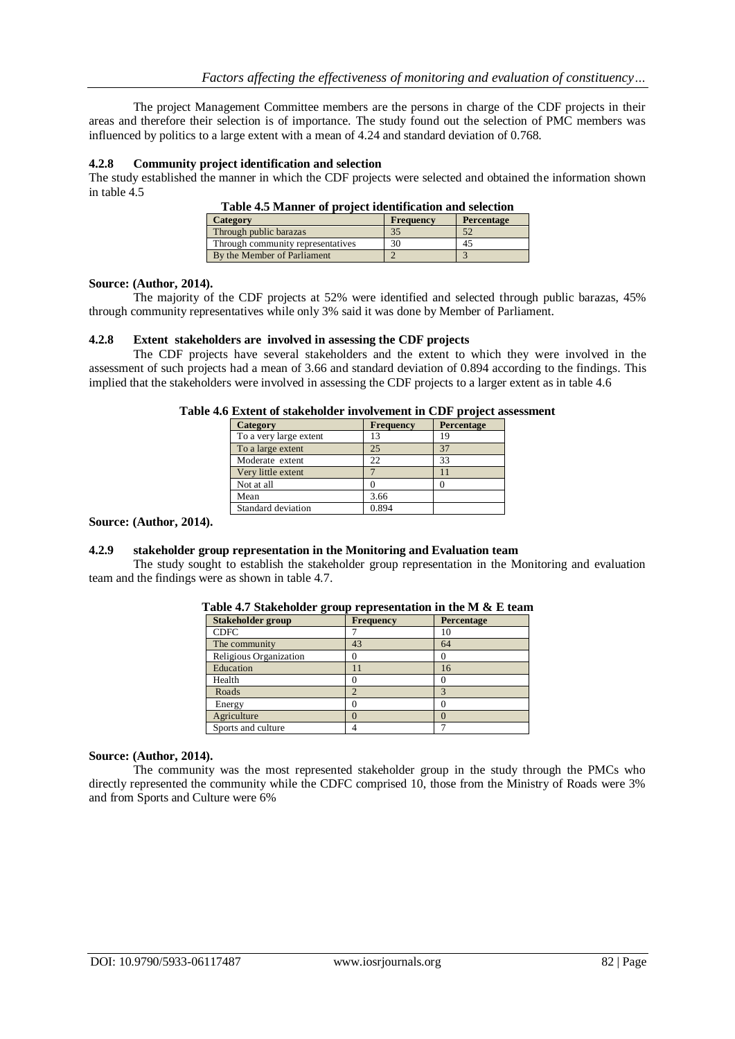The project Management Committee members are the persons in charge of the CDF projects in their areas and therefore their selection is of importance. The study found out the selection of PMC members was influenced by politics to a large extent with a mean of 4.24 and standard deviation of 0.768.

### 4.2.8 Community project identification and selection

The study established the manner in which the CDF projects were selected and obtained the information shown in table 4.5

**Table 4.5 Manner of project identification and selection**

| Category | Frequency | Percentage |
|---|---|---|
| Through public barazas | 35 | 52 |
| Through community representatives | 30 | 45 |
| By the Member of Parliament | 2 | 3 |

**Source: (Author, 2014).**

The majority of the CDF projects at 52% were identified and selected through public barazas, 45% through community representatives while only 3% said it was done by Member of Parliament.

### 4.2.8 Extent stakeholders are involved in assessing the CDF projects

The CDF projects have several stakeholders and the extent to which they were involved in the assessment of such projects had a mean of 3.66 and standard deviation of 0.894 according to the findings. This implied that the stakeholders were involved in assessing the CDF projects to a larger extent as in table 4.6

**Table 4.6 Extent of stakeholder involvement in CDF project assessment**

| Category | Frequency | Percentage |
|---|---|---|
| To a very large extent | 13 | 19 |
| To a large extent | 25 | 37 |
| Moderate extent | 22 | 33 |
| Very little extent | 7 | 11 |
| Not at all | 0 | 0 |
| Mean | 3.66 | |
| Standard deviation | 0.894 | |

**Source: (Author, 2014).**

### 4.2.9 stakeholder group representation in the Monitoring and Evaluation team

The study sought to establish the stakeholder group representation in the Monitoring and evaluation team and the findings were as shown in table 4.7.

**Table 4.7 Stakeholder group representation in the M & E team**

| Stakeholder group | Frequency | Percentage |
|---|---|---|
| CDFC | 7 | 10 |
| The community | 43 | 64 |
| Religious Organization | 0 | 0 |
| Education | 11 | 16 |
| Health | 0 | 0 |
| Roads | 2 | 3 |
| Energy | 0 | 0 |
| Agriculture | 0 | 0 |
| Sports and culture | 4 | 7 |

**Source: (Author, 2014).**

The community was the most represented stakeholder group in the study through the PMCs who directly represented the community while the CDFC comprised 10, those from the Ministry of Roads were 3% and from Sports and Culture were 6%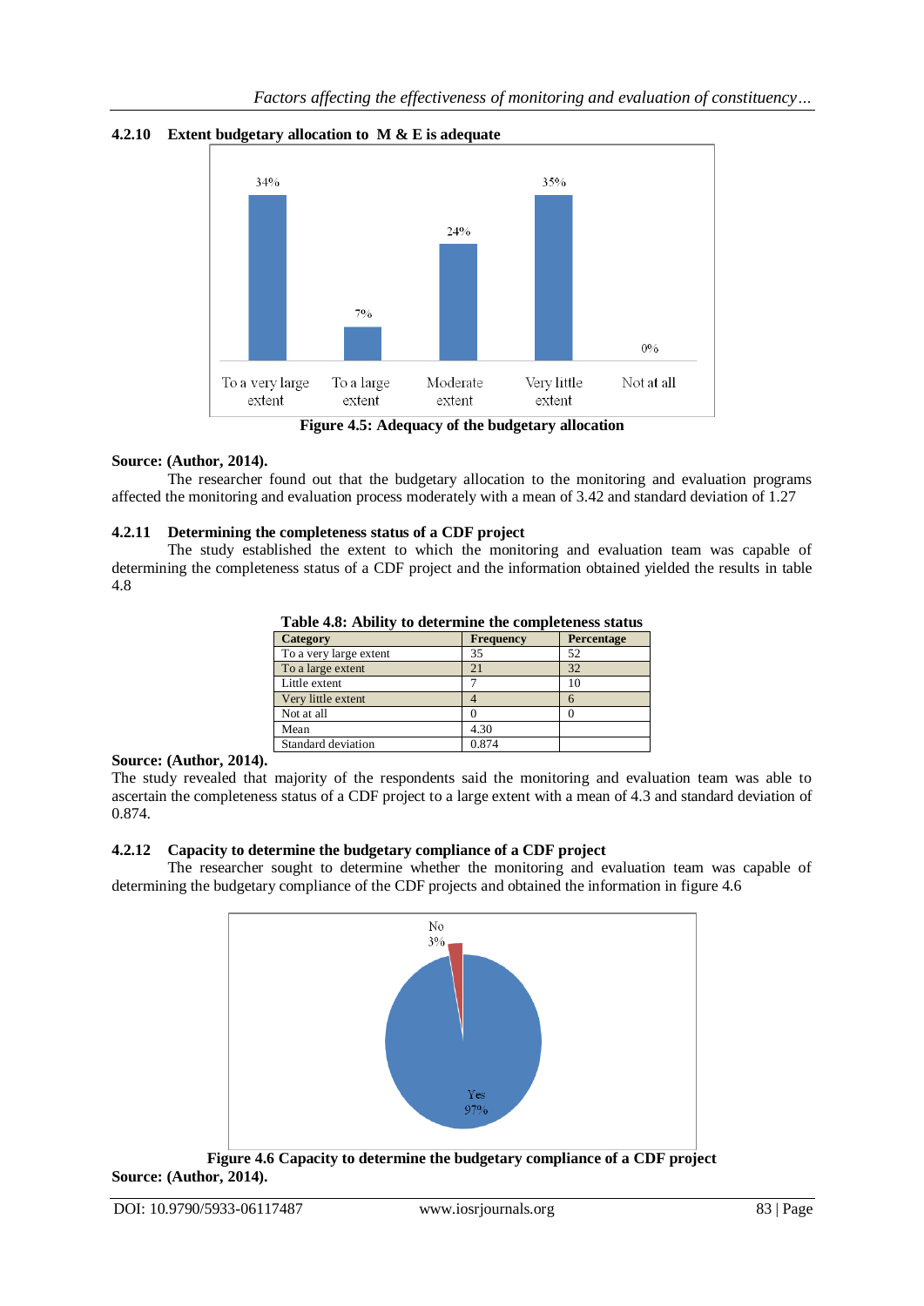### 4.2.10 Extent budgetary allocation to M & E is adequate

**Figure 4.5: Adequacy of the budgetary allocation**

**Source: (Author, 2014).**

The researcher found out that the budgetary allocation to the monitoring and evaluation programs affected the monitoring and evaluation process moderately with a mean of 3.42 and standard deviation of 1.27

### 4.2.11 Determining the completeness status of a CDF project

The study established the extent to which the monitoring and evaluation team was capable of determining the completeness status of a CDF project and the information obtained yielded the results in table 4.8

**Table 4.8: Ability to determine the completeness status**

| Category | Frequency | Percentage |
|---|---|---|
| To a very large extent | 35 | 52 |
| To a large extent | 21 | 32 |
| Little extent | 7 | 10 |
| Very little extent | 4 | 6 |
| Not at all | 0 | 0 |
| Mean | 4.30 | |
| Standard deviation | 0.874 | |

**Source: (Author, 2014).**

The study revealed that majority of the respondents said the monitoring and evaluation team was able to ascertain the completeness status of a CDF project to a large extent with a mean of 4.3 and standard deviation of 0.874.

### 4.2.12 Capacity to determine the budgetary compliance of a CDF project

The researcher sought to determine whether the monitoring and evaluation team was capable of determining the budgetary compliance of the CDF projects and obtained the information in figure 4.6

**Figure 4.6 Capacity to determine the budgetary compliance of a CDF project**

**Source: (Author, 2014).**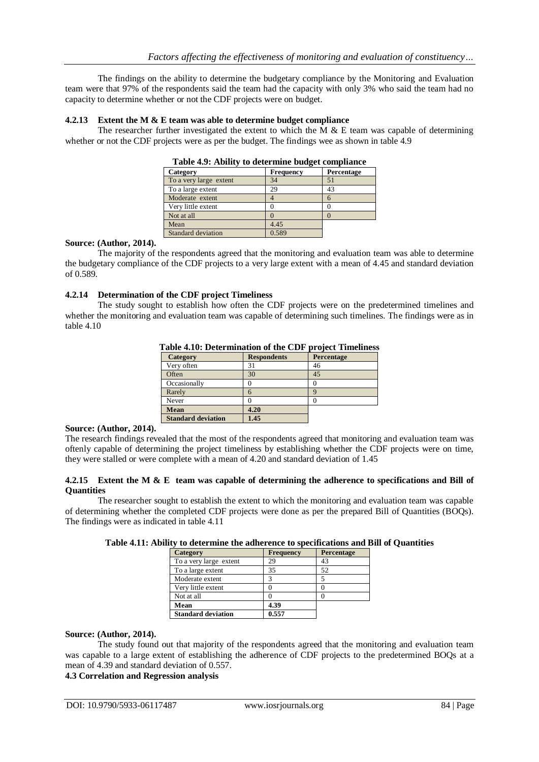The findings on the ability to determine the budgetary compliance by the Monitoring and Evaluation team were that 97% of the respondents said the team had the capacity with only 3% who said the team had no capacity to determine whether or not the CDF projects were on budget.

### 4.2.13 Extent the M & E team was able to determine budget compliance

The researcher further investigated the extent to which the M & E team was capable of determining whether or not the CDF projects were as per the budget. The findings wee as shown in table 4.9

**Table 4.9: Ability to determine budget compliance**

| Category | Frequency | Percentage |
|---|---|---|
| To a very large extent | 34 | 51 |
| To a large extent | 29 | 43 |
| Moderate extent | 4 | 6 |
| Very little extent | 0 | 0 |
| Not at all | 0 | 0 |
| Mean | 4.45 | |
| Standard deviation | 0.589 | |

**Source: (Author, 2014).**

The majority of the respondents agreed that the monitoring and evaluation team was able to determine the budgetary compliance of the CDF projects to a very large extent with a mean of 4.45 and standard deviation of 0.589.

### 4.2.14 Determination of the CDF project Timeliness

The study sought to establish how often the CDF projects were on the predetermined timelines and whether the monitoring and evaluation team was capable of determining such timelines. The findings were as in table 4.10

**Table 4.10: Determination of the CDF project Timeliness**

| Category | Respondents | Percentage |
|---|---|---|
| Very often | 31 | 46 |
| Often | 30 | 45 |
| Occasionally | 0 | 0 |
| Rarely | 6 | 9 |
| Never | 0 | 0 |
| **Mean** | **4.20** | |
| **Standard deviation** | **1.45** | |

**Source: (Author, 2014).**

The research findings revealed that the most of the respondents agreed that monitoring and evaluation team was oftenly capable of determining the project timeliness by establishing whether the CDF projects were on time, they were stalled or were complete with a mean of 4.20 and standard deviation of 1.45

### 4.2.15 Extent the M & E team was capable of determining the adherence to specifications and Bill of Quantities

The researcher sought to establish the extent to which the monitoring and evaluation team was capable of determining whether the completed CDF projects were done as per the prepared Bill of Quantities (BOQs). The findings were as indicated in table 4.11

**Table 4.11: Ability to determine the adherence to specifications and Bill of Quantities**

| Category | Frequency | Percentage |
|---|---|---|
| To a very large extent | 29 | 43 |
| To a large extent | 35 | 52 |
| Moderate extent | 3 | 5 |
| Very little extent | 0 | 0 |
| Not at all | 0 | 0 |
| **Mean** | **4.39** | |
| **Standard deviation** | **0.557** | |

**Source: (Author, 2014).**

The study found out that majority of the respondents agreed that the monitoring and evaluation team was capable to a large extent of establishing the adherence of CDF projects to the predetermined BOQs at a mean of 4.39 and standard deviation of 0.557.

## 4.3 Correlation and Regression analysis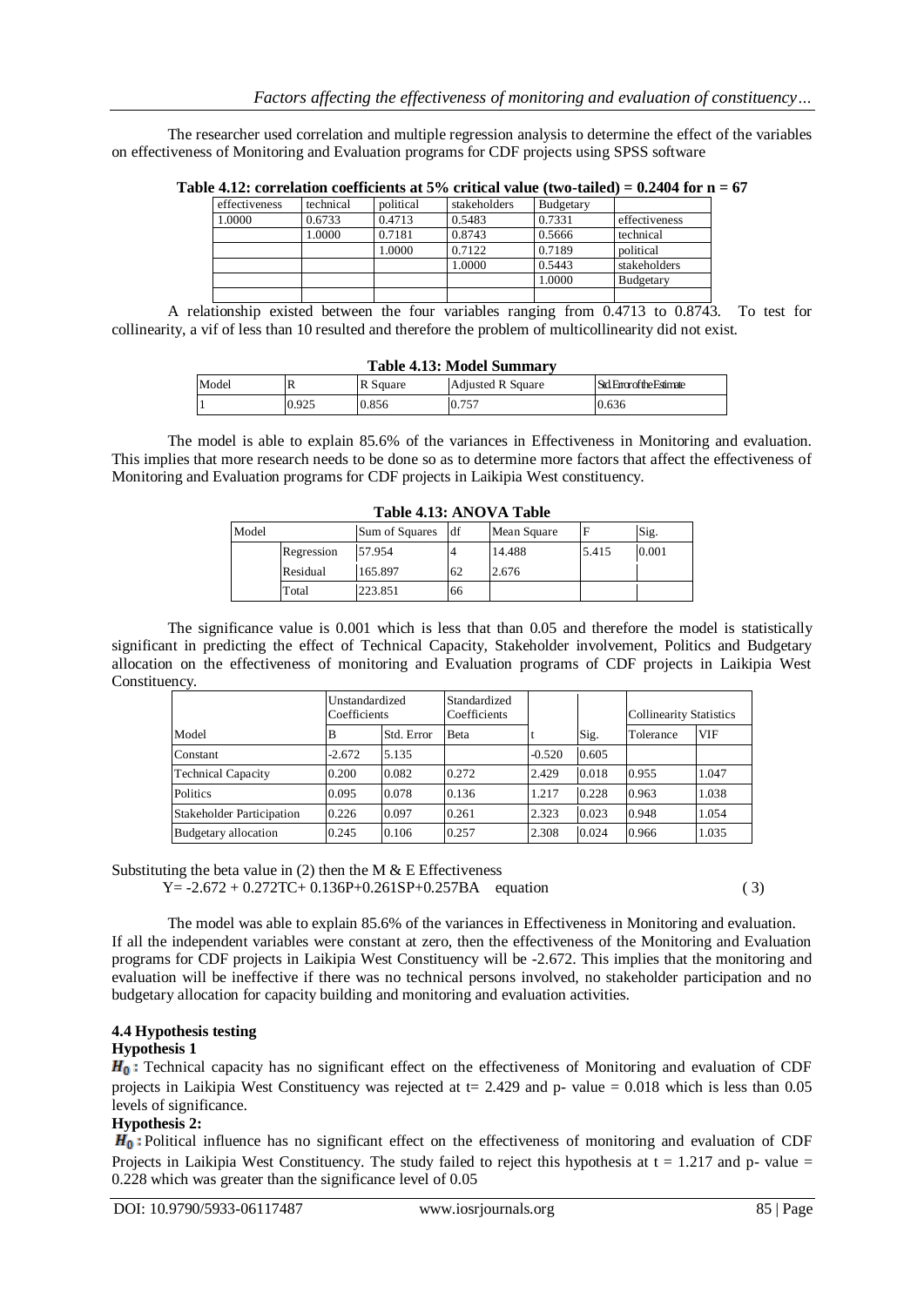The researcher used correlation and multiple regression analysis to determine the effect of the variables on effectiveness of Monitoring and Evaluation programs for CDF projects using SPSS software

**Table 4.12: correlation coefficients at 5% critical value (two-tailed) = 0.2404 for n = 67**

| effectiveness | technical | political | stakeholders | Budgetary | |
|---|---|---|---|---|---|
| 1.0000 | 0.6733 | 0.4713 | 0.5483 | 0.7331 | effectiveness |
| | 1.0000 | 0.7181 | 0.8743 | 0.5666 | technical |
| | | 1.0000 | 0.7122 | 0.7189 | political |
| | | | 1.0000 | 0.5443 | stakeholders |
| | | | | 1.0000 | Budgetary |
| | | | | | |

A relationship existed between the four variables ranging from 0.4713 to 0.8743. To test for collinearity, a vif of less than 10 resulted and therefore the problem of multicollinearity did not exist.

**Table 4.13: Model Summary**

| Model | R | R Square | Adjusted R Square | Std. Error of the Estimate |
|---|---|---|---|---|
| 1 | 0.925 | 0.856 | 0.757 | 0.636 |

The model is able to explain 85.6% of the variances in Effectiveness in Monitoring and evaluation. This implies that more research needs to be done so as to determine more factors that affect the effectiveness of Monitoring and Evaluation programs for CDF projects in Laikipia West constituency.

**Table 4.13: ANOVA Table**

| Model | | Sum of Squares | df | Mean Square | F | Sig. |
|---|---|---|---|---|---|---|
| | Regression | 57.954 | 4 | 14.488 | 5.415 | 0.001 |
| | Residual | 165.897 | 62 | 2.676 | | |
| | Total | 223.851 | 66 | | | |

The significance value is 0.001 which is less that than 0.05 and therefore the model is statistically significant in predicting the effect of Technical Capacity, Stakeholder involvement, Politics and Budgetary allocation on the effectiveness of monitoring and Evaluation programs of CDF projects in Laikipia West Constituency.

| | Unstandardized Coefficients | | Standardized Coefficients | | | Collinearity Statistics | |
|---|---|---|---|---|---|---|---|
| Model | B | Std. Error | Beta | t | Sig. | Tolerance | VIF |
| Constant | -2.672 | 5.135 | | -0.520 | 0.605 | | |
| Technical Capacity | 0.200 | 0.082 | 0.272 | 2.429 | 0.018 | 0.955 | 1.047 |
| Politics | 0.095 | 0.078 | 0.136 | 1.217 | 0.228 | 0.963 | 1.038 |
| Stakeholder Participation | 0.226 | 0.097 | 0.261 | 2.323 | 0.023 | 0.948 | 1.054 |
| Budgetary allocation | 0.245 | 0.106 | 0.257 | 2.308 | 0.024 | 0.966 | 1.035 |

Substituting the beta value in (2) then the M & E Effectiveness

$$Y = -2.672 + 0.272TC + 0.136P + 0.261SP + 0.257BA \quad \text{equation} \qquad (3)$$

The model was able to explain 85.6% of the variances in Effectiveness in Monitoring and evaluation. If all the independent variables were constant at zero, then the effectiveness of the Monitoring and Evaluation programs for CDF projects in Laikipia West Constituency will be -2.672. This implies that the monitoring and evaluation will be ineffective if there was no technical persons involved, no stakeholder participation and no budgetary allocation for capacity building and monitoring and evaluation activities.

### 4.4 Hypothesis testing

#### Hypothesis 1

$H_0$ : Technical capacity has no significant effect on the effectiveness of Monitoring and evaluation of CDF projects in Laikipia West Constituency was rejected at t= 2.429 and p- value = 0.018 which is less than 0.05 levels of significance.

#### Hypothesis 2:

$H_0$ : Political influence has no significant effect on the effectiveness of monitoring and evaluation of CDF Projects in Laikipia West Constituency. The study failed to reject this hypothesis at t = 1.217 and p- value = 0.228 which was greater than the significance level of 0.05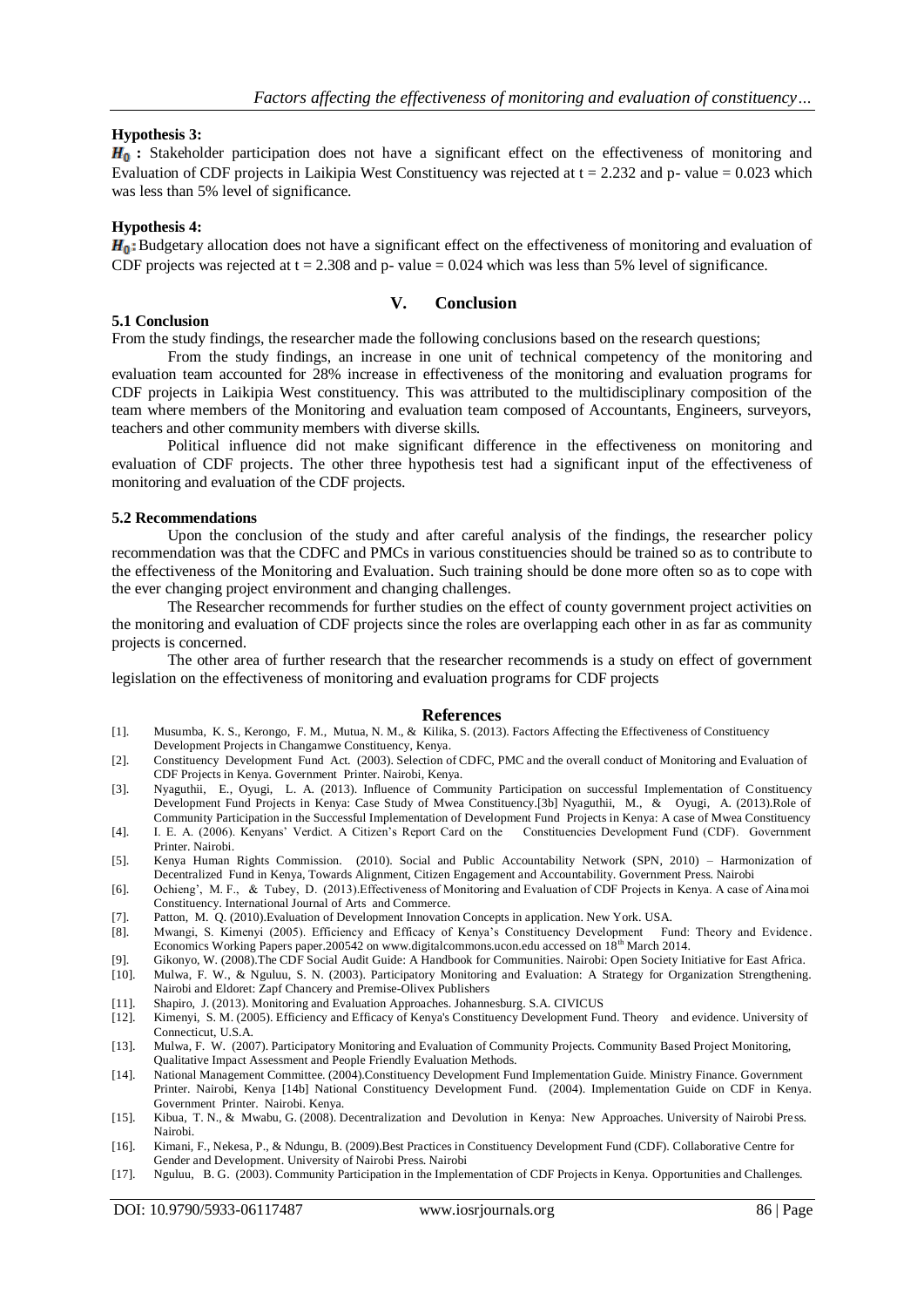**Hypothesis 3:**

$H_0$ **:** Stakeholder participation does not have a significant effect on the effectiveness of monitoring and Evaluation of CDF projects in Laikipia West Constituency was rejected at $t = 2.232$ and p- value = 0.023 which was less than 5% level of significance.

**Hypothesis 4:**

$H_0$**:** Budgetary allocation does not have a significant effect on the effectiveness of monitoring and evaluation of CDF projects was rejected at $t = 2.308$ and p- value = 0.024 which was less than 5% level of significance.

## V. Conclusion

### 5.1 Conclusion

From the study findings, the researcher made the following conclusions based on the research questions;

From the study findings, an increase in one unit of technical competency of the monitoring and evaluation team accounted for 28% increase in effectiveness of the monitoring and evaluation programs for CDF projects in Laikipia West constituency. This was attributed to the multidisciplinary composition of the team where members of the Monitoring and evaluation team composed of Accountants, Engineers, surveyors, teachers and other community members with diverse skills.

Political influence did not make significant difference in the effectiveness on monitoring and evaluation of CDF projects. The other three hypothesis test had a significant input of the effectiveness of monitoring and evaluation of the CDF projects.

### 5.2 Recommendations

Upon the conclusion of the study and after careful analysis of the findings, the researcher policy recommendation was that the CDFC and PMCs in various constituencies should be trained so as to contribute to the effectiveness of the Monitoring and Evaluation. Such training should be done more often so as to cope with the ever changing project environment and changing challenges.

The Researcher recommends for further studies on the effect of county government project activities on the monitoring and evaluation of CDF projects since the roles are overlapping each other in as far as community projects is concerned.

The other area of further research that the researcher recommends is a study on effect of government legislation on the effectiveness of monitoring and evaluation programs for CDF projects

## References

[1]. Musumba, K. S., Kerongo, F. M., Mutua, N. M., & Kilika, S. (2013). Factors Affecting the Effectiveness of Constituency Development Projects in Changamwe Constituency, Kenya.

[2]. Constituency Development Fund Act. (2003). Selection of CDFC, PMC and the overall conduct of Monitoring and Evaluation of CDF Projects in Kenya. Government Printer. Nairobi, Kenya.

[3]. Nyaguthii, E., Oyugi, L. A. (2013). Influence of Community Participation on successful Implementation of Constituency Development Fund Projects in Kenya: Case Study of Mwea Constituency.[3b] Nyaguthii, M., & Oyugi, A. (2013).Role of Community Participation in the Successful Implementation of Development Fund Projects in Kenya: A case of Mwea Constituency

[4]. I. E. A. (2006). Kenyans' Verdict. A Citizen's Report Card on the Constituencies Development Fund (CDF). Government Printer. Nairobi.

[5]. Kenya Human Rights Commission. (2010). Social and Public Accountability Network (SPN, 2010) – Harmonization of Decentralized Fund in Kenya, Towards Alignment, Citizen Engagement and Accountability. Government Press. Nairobi

[6]. Ochieng', M. F., & Tubey, D. (2013).Effectiveness of Monitoring and Evaluation of CDF Projects in Kenya. A case of Ainamoi Constituency. International Journal of Arts and Commerce.

[7]. Patton, M. Q. (2010).Evaluation of Development Innovation Concepts in application. New York. USA.

[8]. Mwangi, S. Kimenyi (2005). Efficiency and Efficacy of Kenya's Constituency Development Fund: Theory and Evidence. Economics Working Papers paper.200542 on www.digitalcommons.ucon.edu accessed on 18th March 2014.

[9]. Gikonyo, W. (2008).The CDF Social Audit Guide: A Handbook for Communities. Nairobi: Open Society Initiative for East Africa.

[10]. Mulwa, F. W., & Nguluu, S. N. (2003). Participatory Monitoring and Evaluation: A Strategy for Organization Strengthening. Nairobi and Eldoret: Zapf Chancery and Premise-Olivex Publishers

[11]. Shapiro, J. (2013). Monitoring and Evaluation Approaches. Johannesburg. S.A. CIVICUS

[12]. Kimenyi, S. M. (2005). Efficiency and Efficacy of Kenya's Constituency Development Fund. Theory and evidence. University of Connecticut, U.S.A.

[13]. Mulwa, F. W. (2007). Participatory Monitoring and Evaluation of Community Projects. Community Based Project Monitoring, Qualitative Impact Assessment and People Friendly Evaluation Methods.

[14]. National Management Committee. (2004).Constituency Development Fund Implementation Guide. Ministry Finance. Government Printer. Nairobi, Kenya [14b] National Constituency Development Fund. (2004). Implementation Guide on CDF in Kenya. Government Printer. Nairobi. Kenya.

[15]. Kibua, T. N., & Mwabu, G. (2008). Decentralization and Devolution in Kenya: New Approaches. University of Nairobi Press. Nairobi.

[16]. Kimani, F., Nekesa, P., & Ndungu, B. (2009).Best Practices in Constituency Development Fund (CDF). Collaborative Centre for Gender and Development. University of Nairobi Press. Nairobi

[17]. Nguluu, B. G. (2003). Community Participation in the Implementation of CDF Projects in Kenya. Opportunities and Challenges.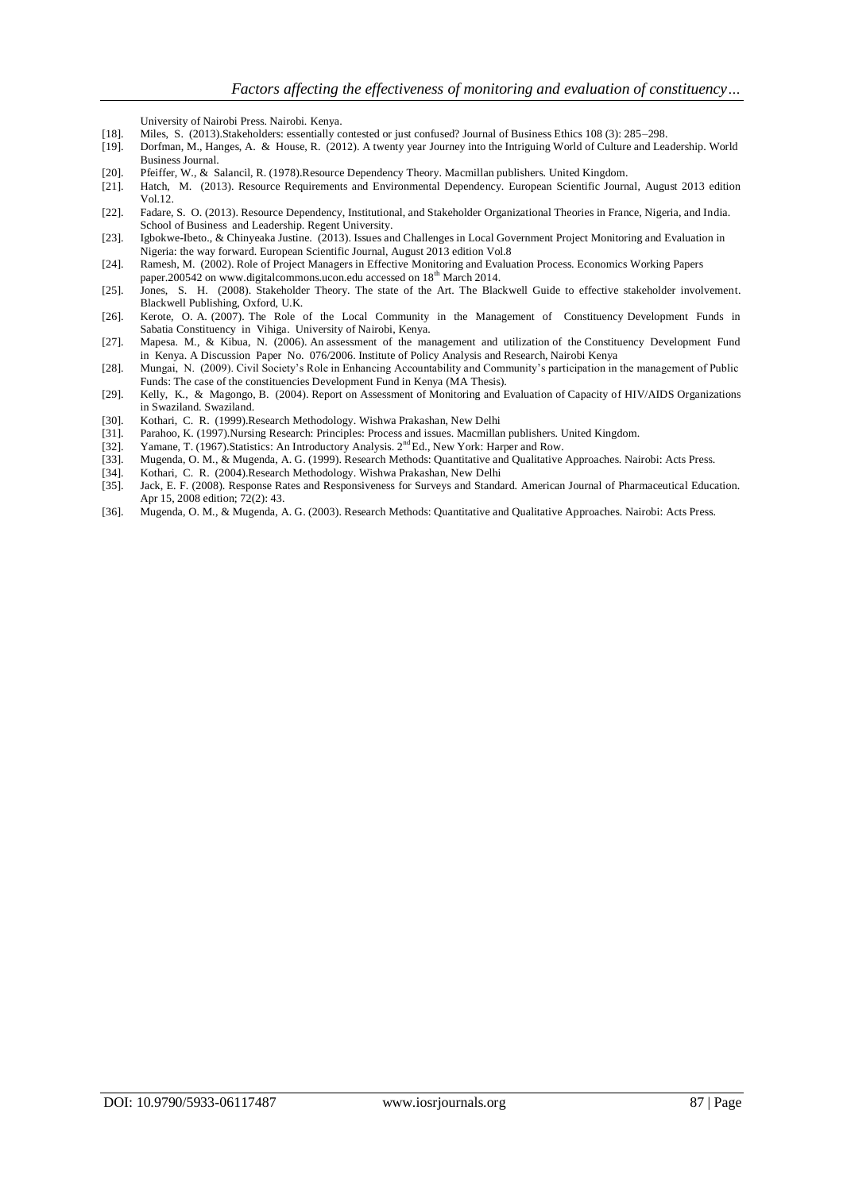University of Nairobi Press. Nairobi. Kenya.

[18]. Miles, S. (2013).Stakeholders: essentially contested or just confused? Journal of Business Ethics 108 (3): 285–298.

[19]. Dorfman, M., Hanges, A. & House, R. (2012). A twenty year Journey into the Intriguing World of Culture and Leadership. World Business Journal.

[20]. Pfeiffer, W., & Salancil, R. (1978).Resource Dependency Theory. Macmillan publishers. United Kingdom.

[21]. Hatch, M. (2013). Resource Requirements and Environmental Dependency. European Scientific Journal, August 2013 edition Vol.12.

[22]. Fadare, S. O. (2013). Resource Dependency, Institutional, and Stakeholder Organizational Theories in France, Nigeria, and India. School of Business and Leadership. Regent University.

[23]. Igbokwe-Ibeto., & Chinyeaka Justine. (2013). Issues and Challenges in Local Government Project Monitoring and Evaluation in Nigeria: the way forward. European Scientific Journal, August 2013 edition Vol.8

[24]. Ramesh, M. (2002). Role of Project Managers in Effective Monitoring and Evaluation Process. Economics Working Papers paper.200542 on www.digitalcommons.ucon.edu accessed on 18th March 2014.

[25]. Jones, S. H. (2008). Stakeholder Theory. The state of the Art. The Blackwell Guide to effective stakeholder involvement. Blackwell Publishing, Oxford, U.K.

[26]. Kerote, O. A. (2007). The Role of the Local Community in the Management of Constituency Development Funds in Sabatia Constituency in Vihiga. University of Nairobi, Kenya.

[27]. Mapesa. M., & Kibua, N. (2006). An assessment of the management and utilization of the Constituency Development Fund in Kenya. A Discussion Paper No. 076/2006. Institute of Policy Analysis and Research, Nairobi Kenya

[28]. Mungai, N. (2009). Civil Society's Role in Enhancing Accountability and Community's participation in the management of Public Funds: The case of the constituencies Development Fund in Kenya (MA Thesis).

[29]. Kelly, K., & Magongo, B. (2004). Report on Assessment of Monitoring and Evaluation of Capacity of HIV/AIDS Organizations in Swaziland. Swaziland.

[30]. Kothari, C. R. (1999).Research Methodology. Wishwa Prakashan, New Delhi

[31]. Parahoo, K. (1997).Nursing Research: Principles: Process and issues. Macmillan publishers. United Kingdom.

[32]. Yamane, T. (1967).Statistics: An Introductory Analysis. 2nd Ed., New York: Harper and Row.

[33]. Mugenda, O. M., & Mugenda, A. G. (1999). Research Methods: Quantitative and Qualitative Approaches. Nairobi: Acts Press.

[34]. Kothari, C. R. (2004).Research Methodology. Wishwa Prakashan, New Delhi

[35]. Jack, E. F. (2008). Response Rates and Responsiveness for Surveys and Standard. American Journal of Pharmaceutical Education. Apr 15, 2008 edition; 72(2): 43.

[36]. Mugenda, O. M., & Mugenda, A. G. (2003). Research Methods: Quantitative and Qualitative Approaches. Nairobi: Acts Press.